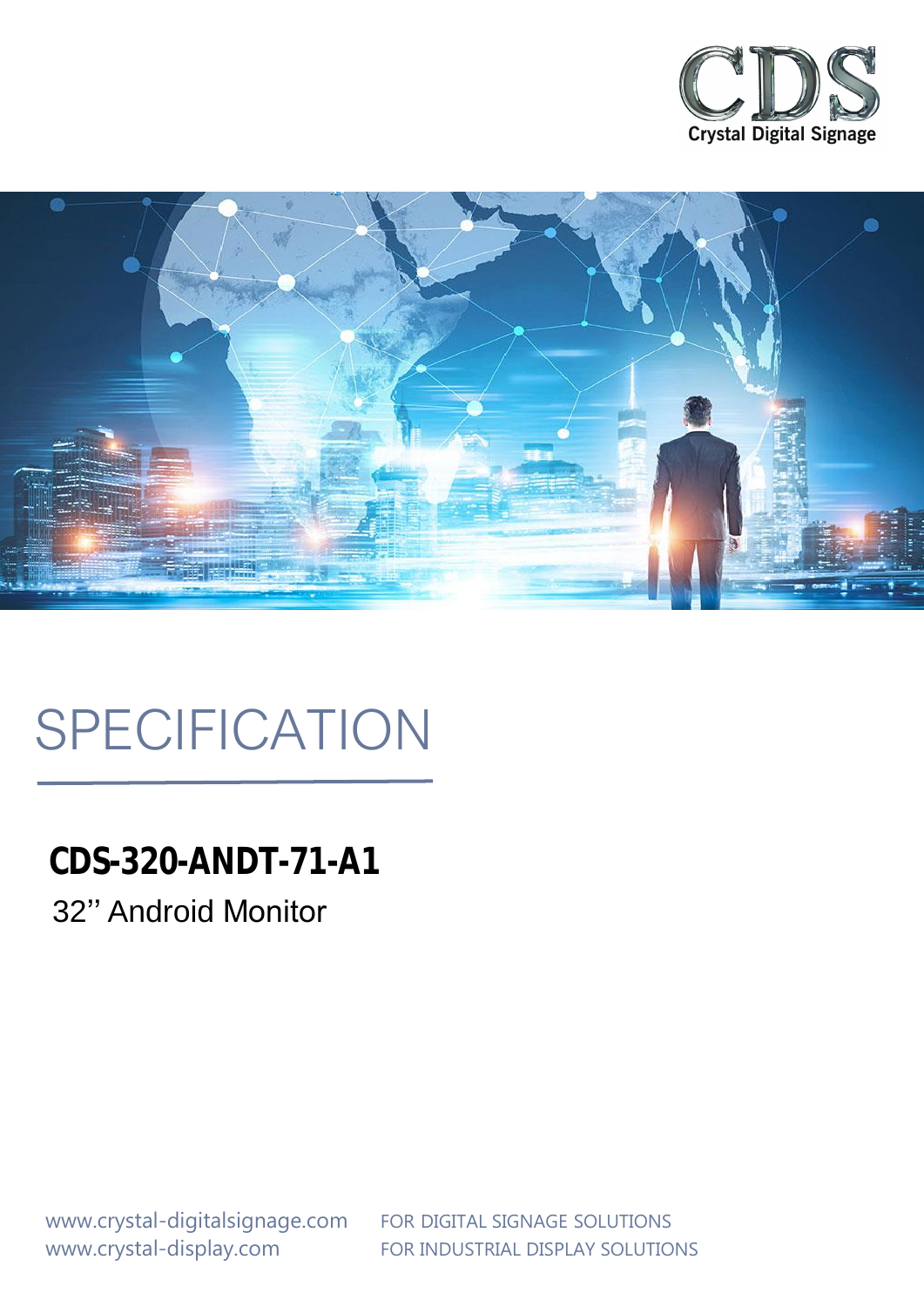CDS
Crystal Digital Signage

# SPECIFICATION

## CDS-320-ANDT-71-A1

32'' Android Monitor

www.crystal-digitalsignage.com FOR DIGITAL SIGNAGE SOLUTIONS
www.crystal-display.com FOR INDUSTRIAL DISPLAY SOLUTIONS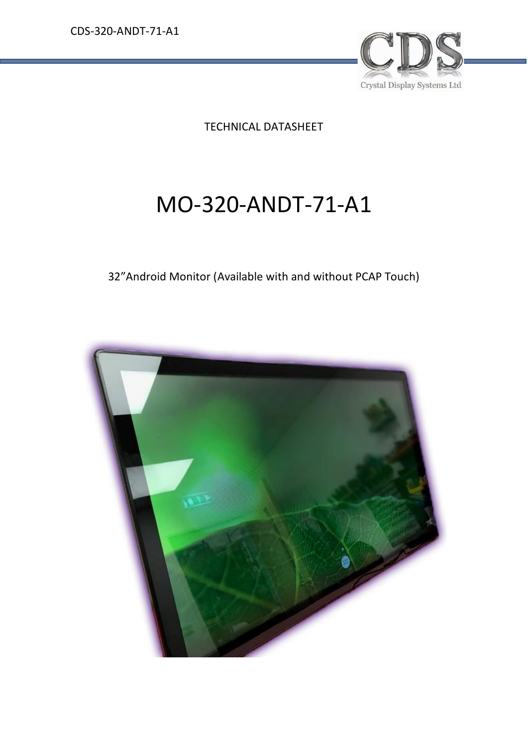TECHNICAL DATASHEET

# MO-320-ANDT-71-A1

32"Android Monitor (Available with and without PCAP Touch)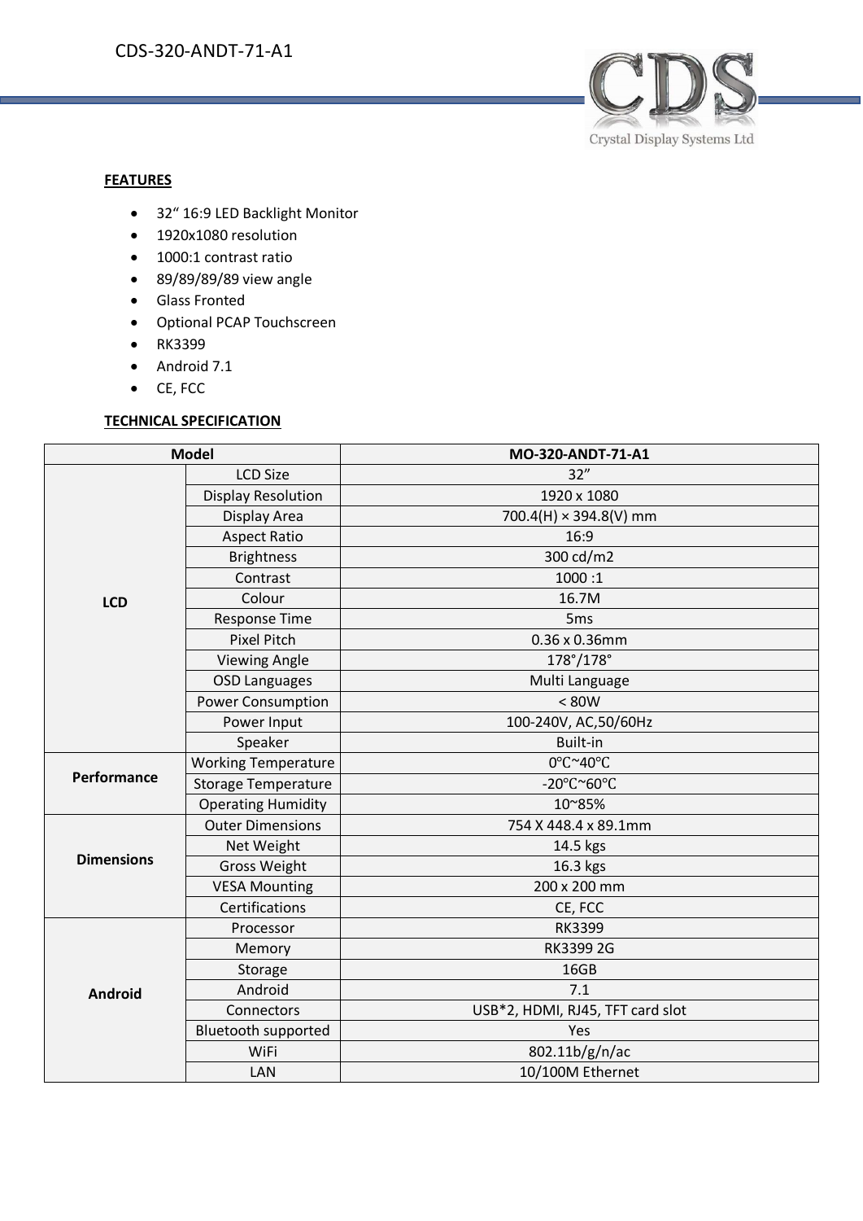CDS-320-ANDT-71-A1

**FEATURES**

- 32" 16:9 LED Backlight Monitor
- 1920x1080 resolution
- 1000:1 contrast ratio
- 89/89/89/89 view angle
- Glass Fronted
- Optional PCAP Touchscreen
- RK3399
- Android 7.1
- CE, FCC

**TECHNICAL SPECIFICATION**

| Model | | MO-320-ANDT-71-A1 |
|---|---|---|
| **LCD** | LCD Size | 32" |
| | Display Resolution | 1920 x 1080 |
| | Display Area | 700.4(H) × 394.8(V) mm |
| | Aspect Ratio | 16:9 |
| | Brightness | 300 cd/m2 |
| | Contrast | 1000 :1 |
| | Colour | 16.7M |
| | Response Time | 5ms |
| | Pixel Pitch | 0.36 x 0.36mm |
| | Viewing Angle | 178°/178° |
| | OSD Languages | Multi Language |
| | Power Consumption | < 80W |
| | Power Input | 100-240V, AC,50/60Hz |
| | Speaker | Built-in |
| **Performance** | Working Temperature | 0℃~40℃ |
| | Storage Temperature | -20℃~60℃ |
| | Operating Humidity | 10~85% |
| **Dimensions** | Outer Dimensions | 754 X 448.4 x 89.1mm |
| | Net Weight | 14.5 kgs |
| | Gross Weight | 16.3 kgs |
| | VESA Mounting | 200 x 200 mm |
| | Certifications | CE, FCC |
| **Android** | Processor | RK3399 |
| | Memory | RK3399 2G |
| | Storage | 16GB |
| | Android | 7.1 |
| | Connectors | USB*2, HDMI, RJ45, TFT card slot |
| | Bluetooth supported | Yes |
| | WiFi | 802.11b/g/n/ac |
| | LAN | 10/100M Ethernet |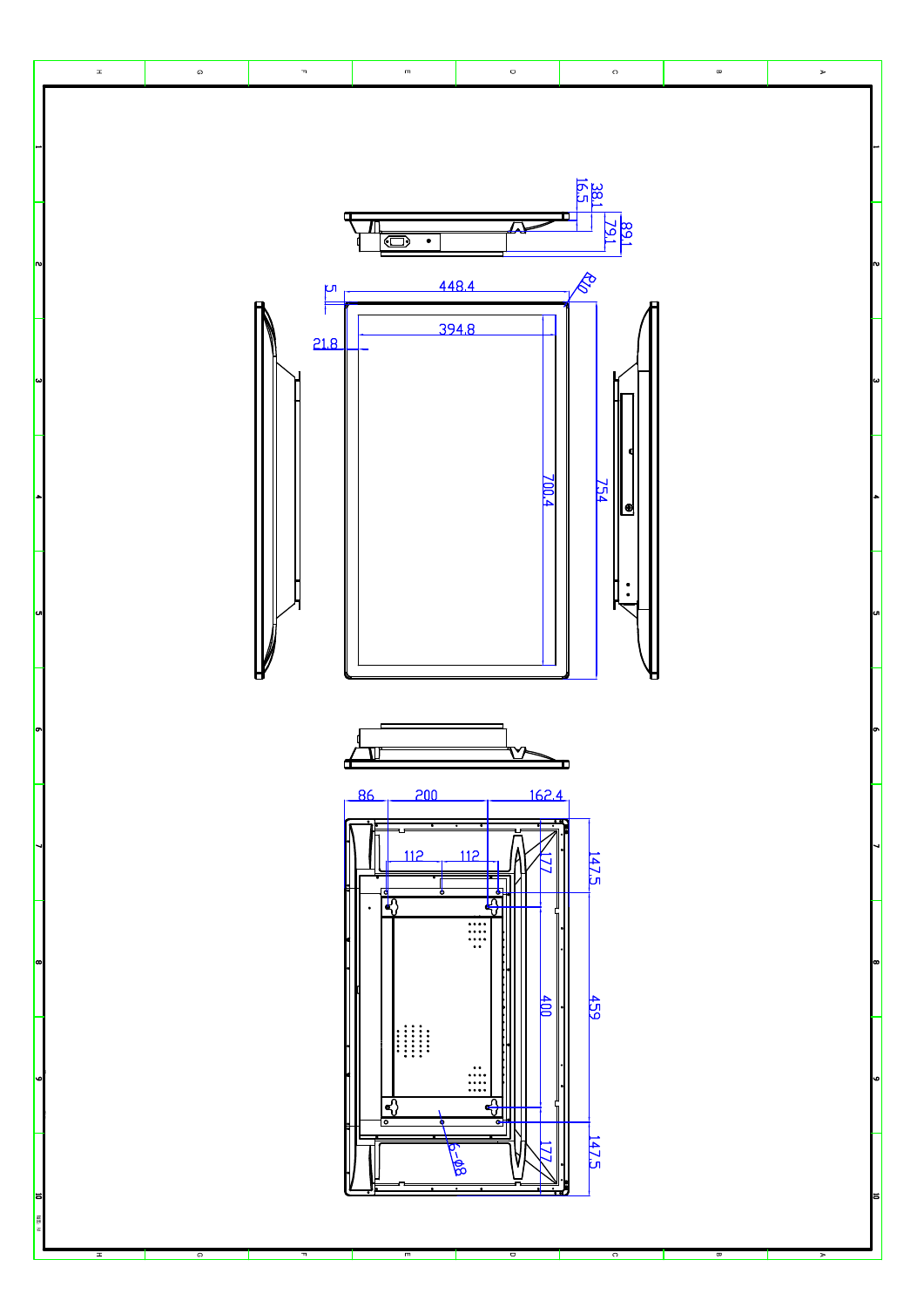38.1
16.5
79.1
89.1
448.4
5
R10
394.8
21.8
700.4
754
86
200
162.4
112
112
177
147.5
400
459
177
147.5
6-Ø8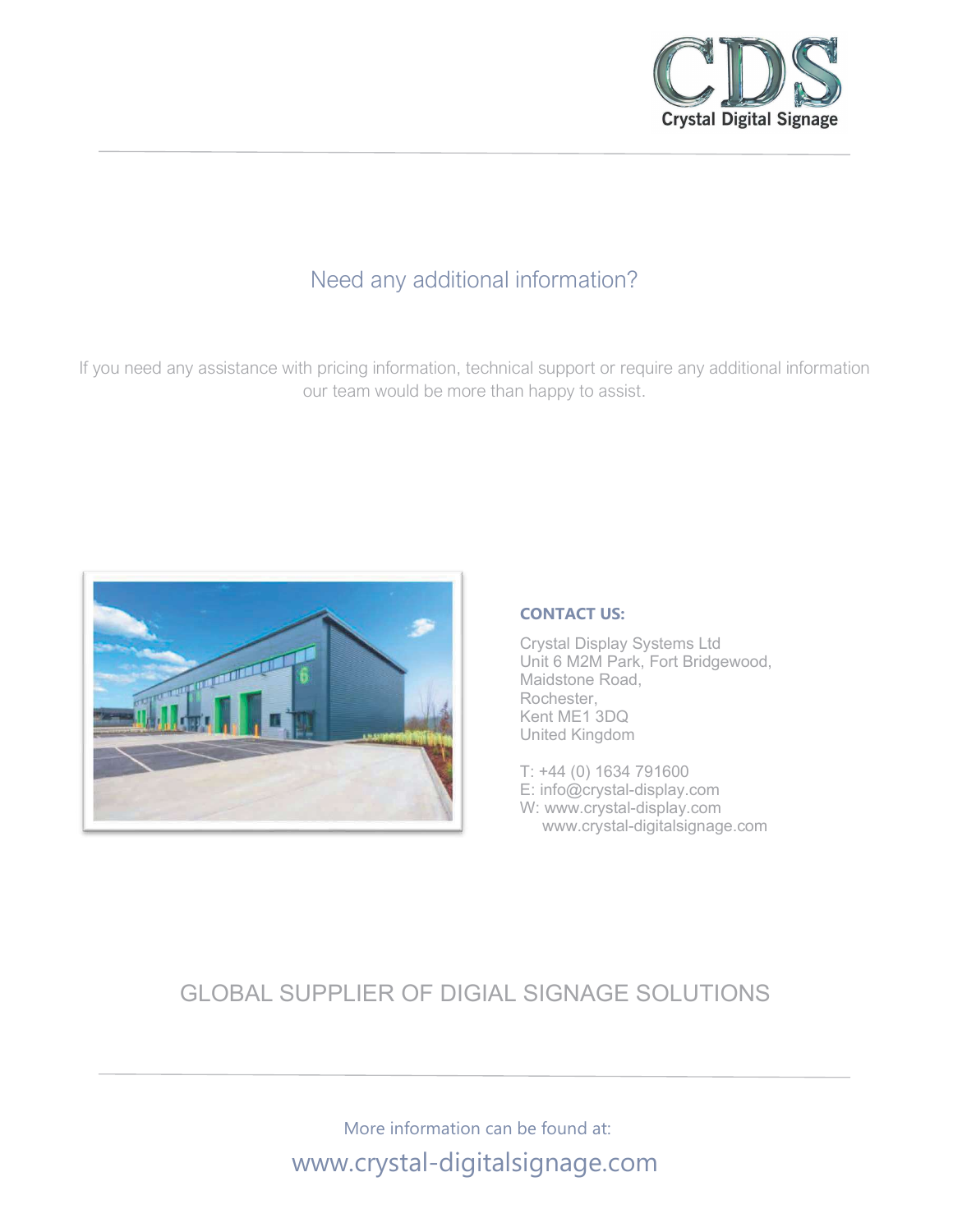Crystal Digital Signage

## Need any additional information?

If you need any assistance with pricing information, technical support or require any additional information our team would be more than happy to assist.

**CONTACT US:**

Crystal Display Systems Ltd
Unit 6 M2M Park, Fort Bridgewood,
Maidstone Road,
Rochester,
Kent ME1 3DQ
United Kingdom

T: +44 (0) 1634 791600
E: info@crystal-display.com
W: www.crystal-display.com
www.crystal-digitalsignage.com

GLOBAL SUPPLIER OF DIGIAL SIGNAGE SOLUTIONS

More information can be found at:

www.crystal-digitalsignage.com